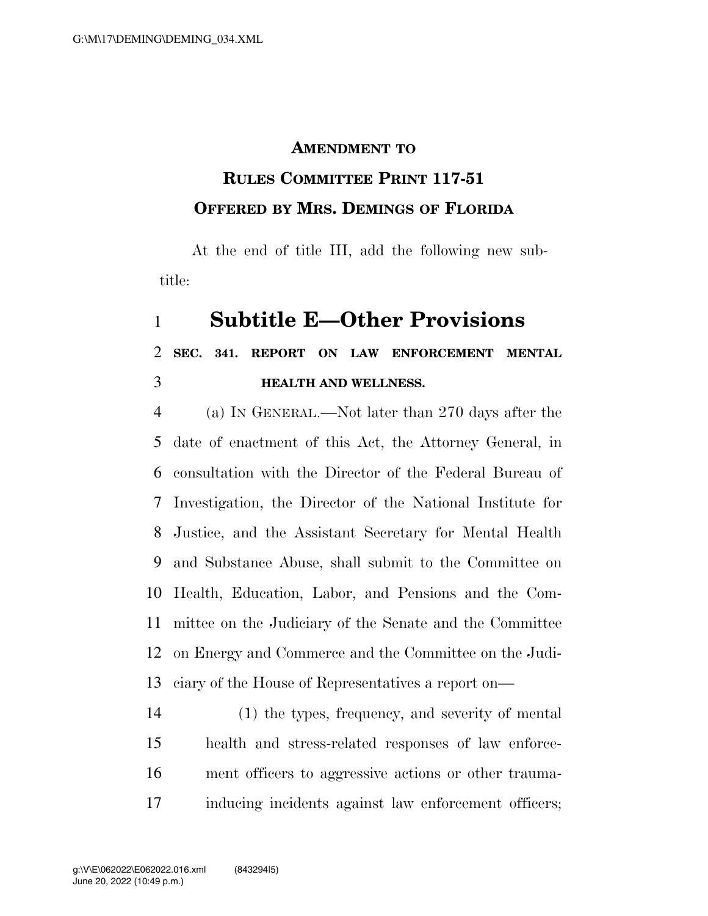# AMENDMENT TO RULES COMMITTEE PRINT 117-51 OFFERED BY MRS. DEMINGS OF FLORIDA

At the end of title III, add the following new subtitle:

## Subtitle E—Other Provisions

### SEC. 341. REPORT ON LAW ENFORCEMENT MENTAL HEALTH AND WELLNESS.

(a) IN GENERAL.—Not later than 270 days after the date of enactment of this Act, the Attorney General, in consultation with the Director of the Federal Bureau of Investigation, the Director of the National Institute for Justice, and the Assistant Secretary for Mental Health and Substance Abuse, shall submit to the Committee on Health, Education, Labor, and Pensions and the Committee on the Judiciary of the Senate and the Committee on Energy and Commerce and the Committee on the Judiciary of the House of Representatives a report on—

(1) the types, frequency, and severity of mental health and stress-related responses of law enforcement officers to aggressive actions or other trauma-inducing incidents against law enforcement officers;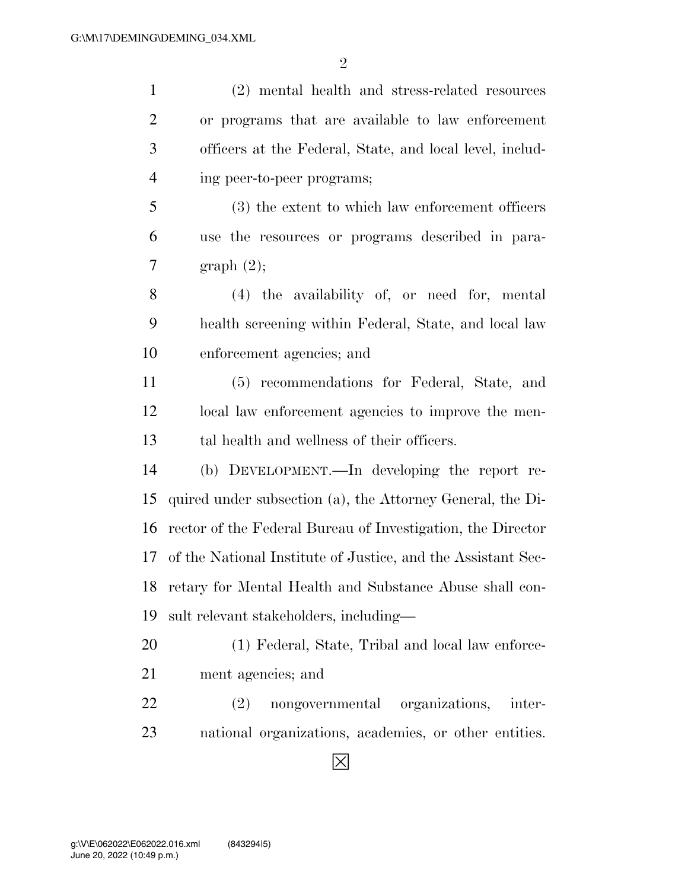(2) mental health and stress-related resources or programs that are available to law enforcement officers at the Federal, State, and local level, including peer-to-peer programs;

(3) the extent to which law enforcement officers use the resources or programs described in paragraph (2);

(4) the availability of, or need for, mental health screening within Federal, State, and local law enforcement agencies; and

(5) recommendations for Federal, State, and local law enforcement agencies to improve the mental health and wellness of their officers.

(b) DEVELOPMENT.—In developing the report required under subsection (a), the Attorney General, the Director of the Federal Bureau of Investigation, the Director of the National Institute of Justice, and the Assistant Secretary for Mental Health and Substance Abuse shall consult relevant stakeholders, including—

(1) Federal, State, Tribal and local law enforcement agencies; and

(2) nongovernmental organizations, international organizations, academies, or other entities.